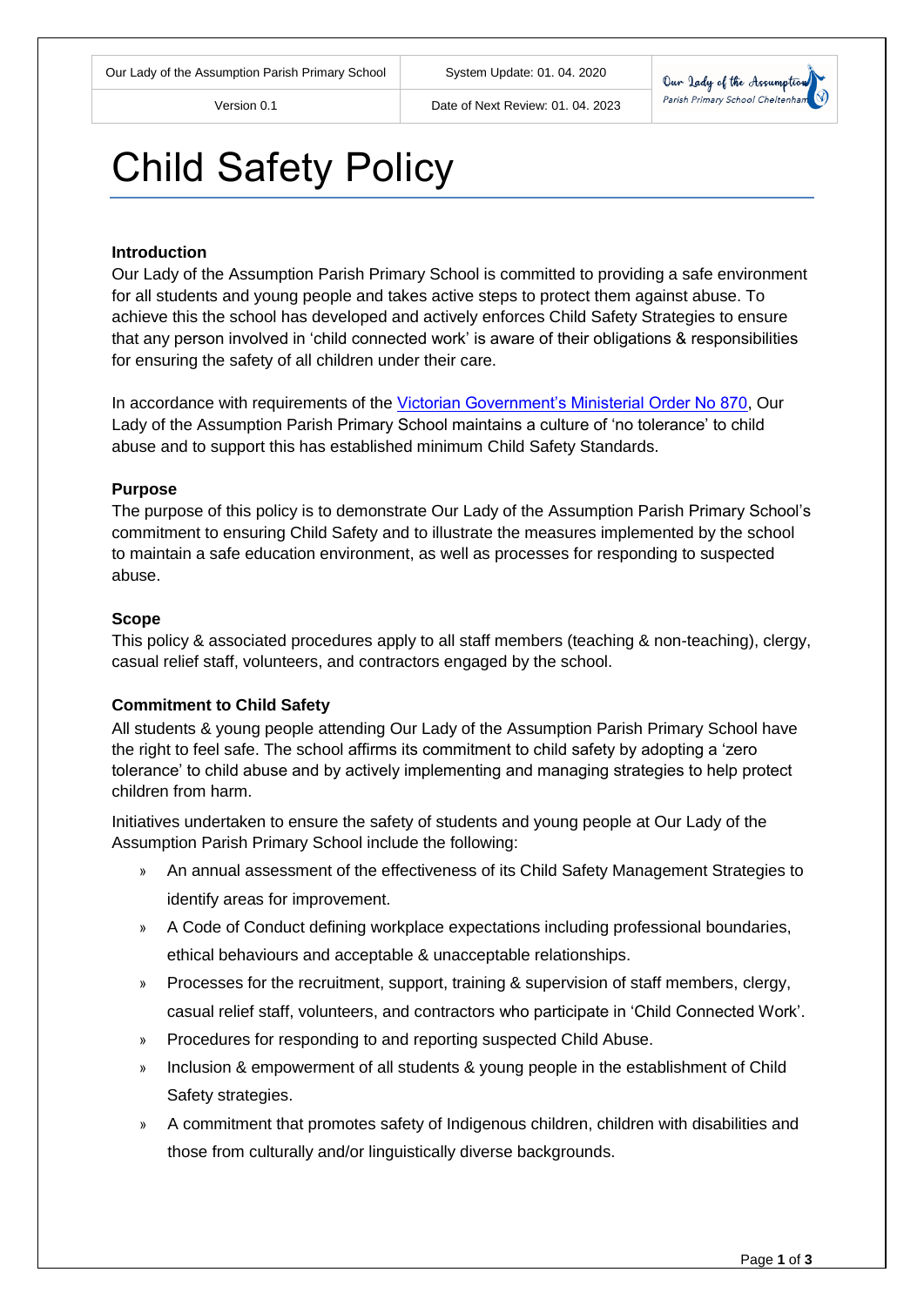| Our Lady of the Assumption Parish Primary School | System Update: 01. 04. 2020 |
| --- | --- |
| Version 0.1 | Date of Next Review: 01. 04. 2023 |

# Child Safety Policy

**Introduction**

Our Lady of the Assumption Parish Primary School is committed to providing a safe environment for all students and young people and takes active steps to protect them against abuse. To achieve this the school has developed and actively enforces Child Safety Strategies to ensure that any person involved in 'child connected work' is aware of their obligations & responsibilities for ensuring the safety of all children under their care.

In accordance with requirements of the Victorian Government's Ministerial Order No 870, Our Lady of the Assumption Parish Primary School maintains a culture of 'no tolerance' to child abuse and to support this has established minimum Child Safety Standards.

**Purpose**

The purpose of this policy is to demonstrate Our Lady of the Assumption Parish Primary School's commitment to ensuring Child Safety and to illustrate the measures implemented by the school to maintain a safe education environment, as well as processes for responding to suspected abuse.

**Scope**

This policy & associated procedures apply to all staff members (teaching & non-teaching), clergy, casual relief staff, volunteers, and contractors engaged by the school.

**Commitment to Child Safety**

All students & young people attending Our Lady of the Assumption Parish Primary School have the right to feel safe. The school affirms its commitment to child safety by adopting a 'zero tolerance' to child abuse and by actively implementing and managing strategies to help protect children from harm.

Initiatives undertaken to ensure the safety of students and young people at Our Lady of the Assumption Parish Primary School include the following:

- An annual assessment of the effectiveness of its Child Safety Management Strategies to identify areas for improvement.
- A Code of Conduct defining workplace expectations including professional boundaries, ethical behaviours and acceptable & unacceptable relationships.
- Processes for the recruitment, support, training & supervision of staff members, clergy, casual relief staff, volunteers, and contractors who participate in 'Child Connected Work'.
- Procedures for responding to and reporting suspected Child Abuse.
- Inclusion & empowerment of all students & young people in the establishment of Child Safety strategies.
- A commitment that promotes safety of Indigenous children, children with disabilities and those from culturally and/or linguistically diverse backgrounds.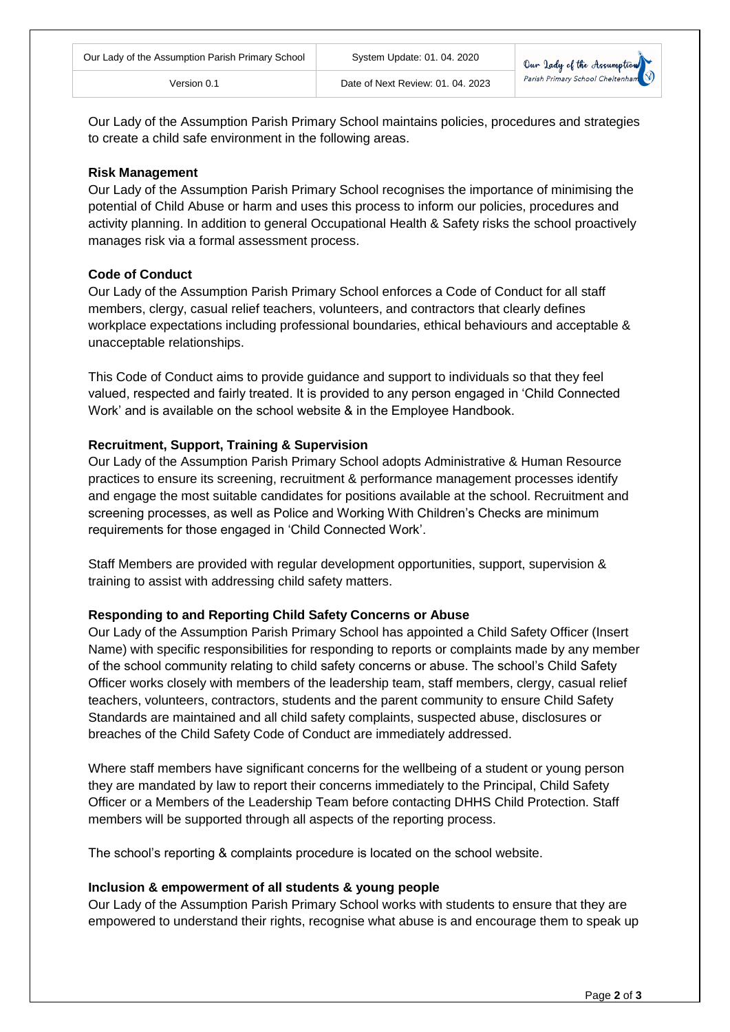Our Lady of the Assumption Parish Primary School maintains policies, procedures and strategies to create a child safe environment in the following areas.

**Risk Management**

Our Lady of the Assumption Parish Primary School recognises the importance of minimising the potential of Child Abuse or harm and uses this process to inform our policies, procedures and activity planning. In addition to general Occupational Health & Safety risks the school proactively manages risk via a formal assessment process.

**Code of Conduct**

Our Lady of the Assumption Parish Primary School enforces a Code of Conduct for all staff members, clergy, casual relief teachers, volunteers, and contractors that clearly defines workplace expectations including professional boundaries, ethical behaviours and acceptable & unacceptable relationships.

This Code of Conduct aims to provide guidance and support to individuals so that they feel valued, respected and fairly treated. It is provided to any person engaged in 'Child Connected Work' and is available on the school website & in the Employee Handbook.

**Recruitment, Support, Training & Supervision**

Our Lady of the Assumption Parish Primary School adopts Administrative & Human Resource practices to ensure its screening, recruitment & performance management processes identify and engage the most suitable candidates for positions available at the school. Recruitment and screening processes, as well as Police and Working With Children's Checks are minimum requirements for those engaged in 'Child Connected Work'.

Staff Members are provided with regular development opportunities, support, supervision & training to assist with addressing child safety matters.

**Responding to and Reporting Child Safety Concerns or Abuse**

Our Lady of the Assumption Parish Primary School has appointed a Child Safety Officer (Insert Name) with specific responsibilities for responding to reports or complaints made by any member of the school community relating to child safety concerns or abuse. The school's Child Safety Officer works closely with members of the leadership team, staff members, clergy, casual relief teachers, volunteers, contractors, students and the parent community to ensure Child Safety Standards are maintained and all child safety complaints, suspected abuse, disclosures or breaches of the Child Safety Code of Conduct are immediately addressed.

Where staff members have significant concerns for the wellbeing of a student or young person they are mandated by law to report their concerns immediately to the Principal, Child Safety Officer or a Members of the Leadership Team before contacting DHHS Child Protection. Staff members will be supported through all aspects of the reporting process.

The school's reporting & complaints procedure is located on the school website.

**Inclusion & empowerment of all students & young people**

Our Lady of the Assumption Parish Primary School works with students to ensure that they are empowered to understand their rights, recognise what abuse is and encourage them to speak up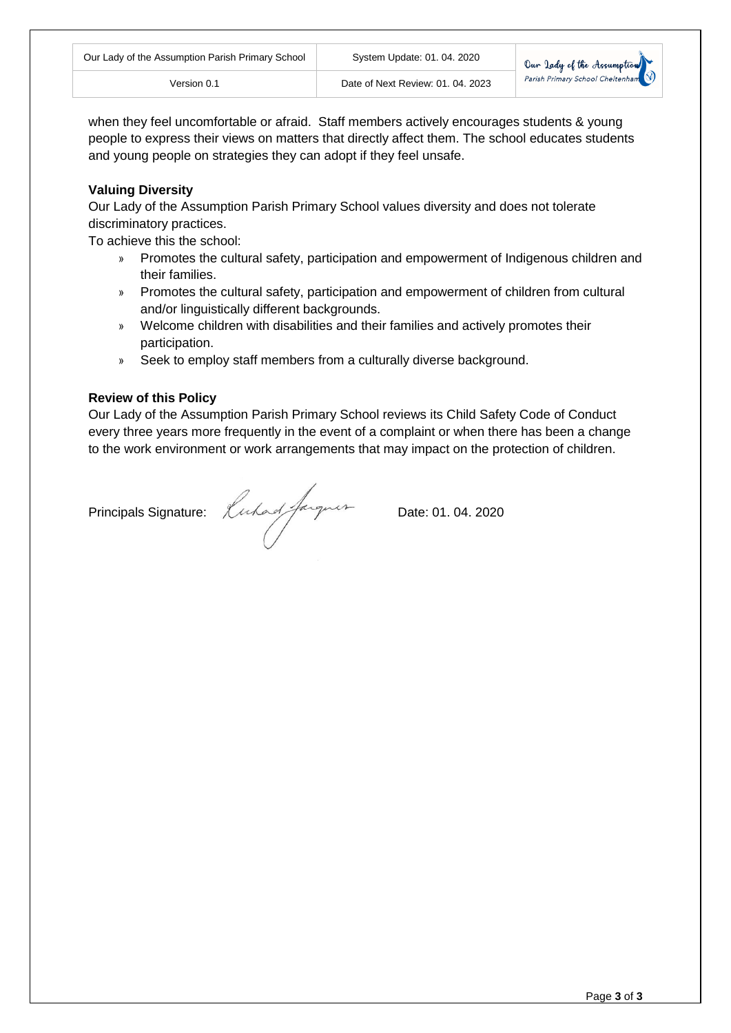when they feel uncomfortable or afraid. Staff members actively encourages students & young people to express their views on matters that directly affect them. The school educates students and young people on strategies they can adopt if they feel unsafe.

**Valuing Diversity**

Our Lady of the Assumption Parish Primary School values diversity and does not tolerate discriminatory practices.

To achieve this the school:

- Promotes the cultural safety, participation and empowerment of Indigenous children and their families.
- Promotes the cultural safety, participation and empowerment of children from cultural and/or linguistically different backgrounds.
- Welcome children with disabilities and their families and actively promotes their participation.
- Seek to employ staff members from a culturally diverse background.

**Review of this Policy**

Our Lady of the Assumption Parish Primary School reviews its Child Safety Code of Conduct every three years more frequently in the event of a complaint or when there has been a change to the work environment or work arrangements that may impact on the protection of children.

Principals Signature: Richard Jacques Date: 01. 04. 2020